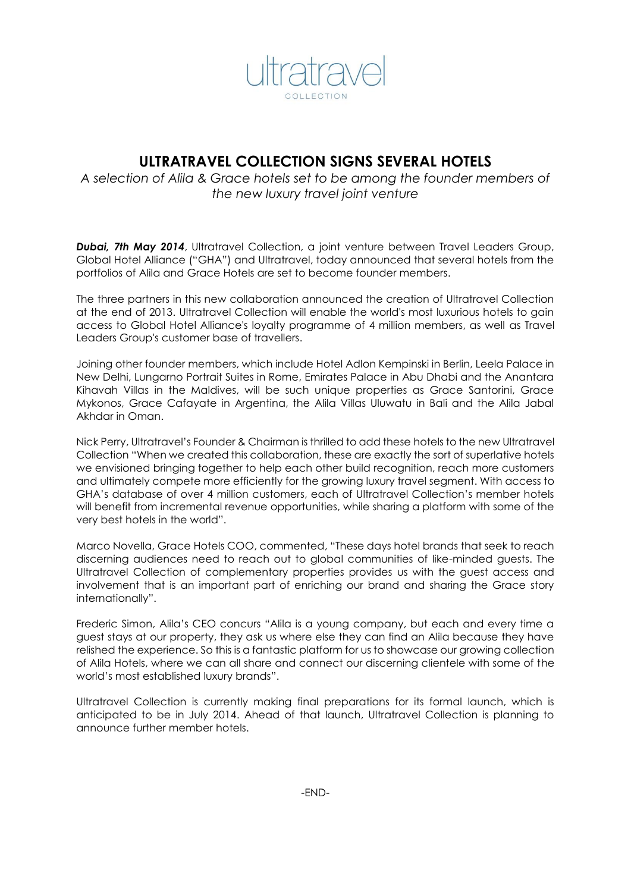ultratravel
COLLECTION

# ULTRATRAVEL COLLECTION SIGNS SEVERAL HOTELS

*A selection of Alila & Grace hotels set to be among the founder members of the new luxury travel joint venture*

***Dubai, 7th May 2014***, Ultratravel Collection, a joint venture between Travel Leaders Group, Global Hotel Alliance ("GHA") and Ultratravel, today announced that several hotels from the portfolios of Alila and Grace Hotels are set to become founder members.

The three partners in this new collaboration announced the creation of Ultratravel Collection at the end of 2013. Ultratravel Collection will enable the world's most luxurious hotels to gain access to Global Hotel Alliance's loyalty programme of 4 million members, as well as Travel Leaders Group's customer base of travellers.

Joining other founder members, which include Hotel Adlon Kempinski in Berlin, Leela Palace in New Delhi, Lungarno Portrait Suites in Rome, Emirates Palace in Abu Dhabi and the Anantara Kihavah Villas in the Maldives, will be such unique properties as Grace Santorini, Grace Mykonos, Grace Cafayate in Argentina, the Alila Villas Uluwatu in Bali and the Alila Jabal Akhdar in Oman.

Nick Perry, Ultratravel's Founder & Chairman is thrilled to add these hotels to the new Ultratravel Collection "When we created this collaboration, these are exactly the sort of superlative hotels we envisioned bringing together to help each other build recognition, reach more customers and ultimately compete more efficiently for the growing luxury travel segment. With access to GHA's database of over 4 million customers, each of Ultratravel Collection's member hotels will benefit from incremental revenue opportunities, while sharing a platform with some of the very best hotels in the world".

Marco Novella, Grace Hotels COO, commented, "These days hotel brands that seek to reach discerning audiences need to reach out to global communities of like-minded guests. The Ultratravel Collection of complementary properties provides us with the guest access and involvement that is an important part of enriching our brand and sharing the Grace story internationally".

Frederic Simon, Alila's CEO concurs "Alila is a young company, but each and every time a guest stays at our property, they ask us where else they can find an Alila because they have relished the experience. So this is a fantastic platform for us to showcase our growing collection of Alila Hotels, where we can all share and connect our discerning clientele with some of the world's most established luxury brands".

Ultratravel Collection is currently making final preparations for its formal launch, which is anticipated to be in July 2014. Ahead of that launch, Ultratravel Collection is planning to announce further member hotels.

-END-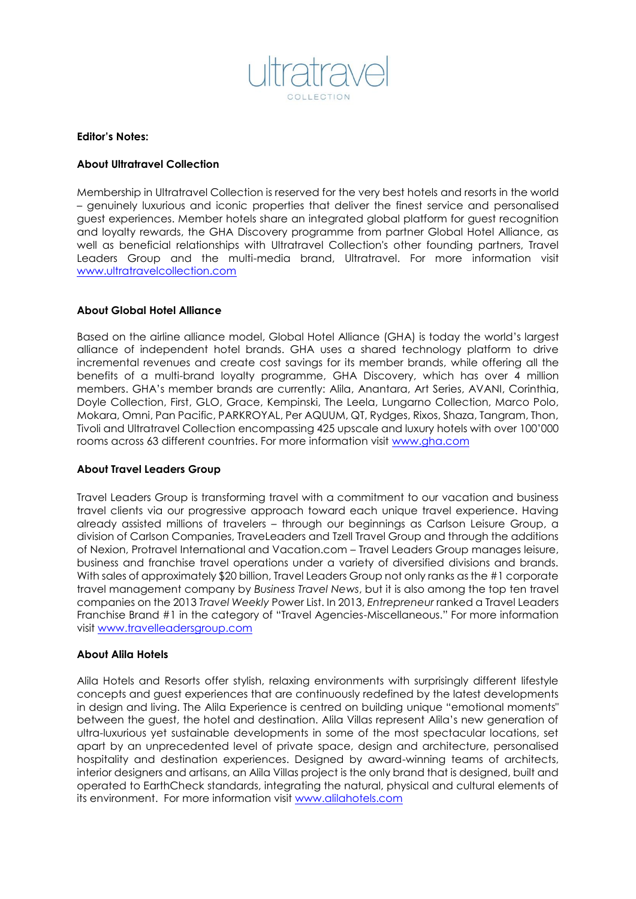**Editor's Notes:**

**About Ultratravel Collection**

Membership in Ultratravel Collection is reserved for the very best hotels and resorts in the world – genuinely luxurious and iconic properties that deliver the finest service and personalised guest experiences. Member hotels share an integrated global platform for guest recognition and loyalty rewards, the GHA Discovery programme from partner Global Hotel Alliance, as well as beneficial relationships with Ultratravel Collection's other founding partners, Travel Leaders Group and the multi-media brand, Ultratravel. For more information visit [www.ultratravelcollection.com](www.ultratravelcollection.com)

**About Global Hotel Alliance**

Based on the airline alliance model, Global Hotel Alliance (GHA) is today the world's largest alliance of independent hotel brands. GHA uses a shared technology platform to drive incremental revenues and create cost savings for its member brands, while offering all the benefits of a multi-brand loyalty programme, GHA Discovery, which has over 4 million members. GHA's member brands are currently: Alila, Anantara, Art Series, AVANI, Corinthia, Doyle Collection, First, GLO, Grace, Kempinski, The Leela, Lungarno Collection, Marco Polo, Mokara, Omni, Pan Pacific, PARKROYAL, Per AQUUM, QT, Rydges, Rixos, Shaza, Tangram, Thon, Tivoli and Ultratravel Collection encompassing 425 upscale and luxury hotels with over 100'000 rooms across 63 different countries. For more information visit [www.gha.com](www.gha.com)

**About Travel Leaders Group**

Travel Leaders Group is transforming travel with a commitment to our vacation and business travel clients via our progressive approach toward each unique travel experience. Having already assisted millions of travelers – through our beginnings as Carlson Leisure Group, a division of Carlson Companies, TraveLeaders and Tzell Travel Group and through the additions of Nexion, Protravel International and Vacation.com – Travel Leaders Group manages leisure, business and franchise travel operations under a variety of diversified divisions and brands. With sales of approximately $20 billion, Travel Leaders Group not only ranks as the #1 corporate travel management company by *Business Travel News*, but it is also among the top ten travel companies on the 2013 *Travel Weekly* Power List. In 2013, *Entrepreneur* ranked a Travel Leaders Franchise Brand #1 in the category of "Travel Agencies-Miscellaneous." For more information visit [www.travelleadersgroup.com](www.travelleadersgroup.com)

**About Alila Hotels**

Alila Hotels and Resorts offer stylish, relaxing environments with surprisingly different lifestyle concepts and guest experiences that are continuously redefined by the latest developments in design and living. The Alila Experience is centred on building unique "emotional moments" between the guest, the hotel and destination. Alila Villas represent Alila's new generation of ultra-luxurious yet sustainable developments in some of the most spectacular locations, set apart by an unprecedented level of private space, design and architecture, personalised hospitality and destination experiences. Designed by award-winning teams of architects, interior designers and artisans, an Alila Villas project is the only brand that is designed, built and operated to EarthCheck standards, integrating the natural, physical and cultural elements of its environment. For more information visit [www.alilahotels.com](www.alilahotels.com)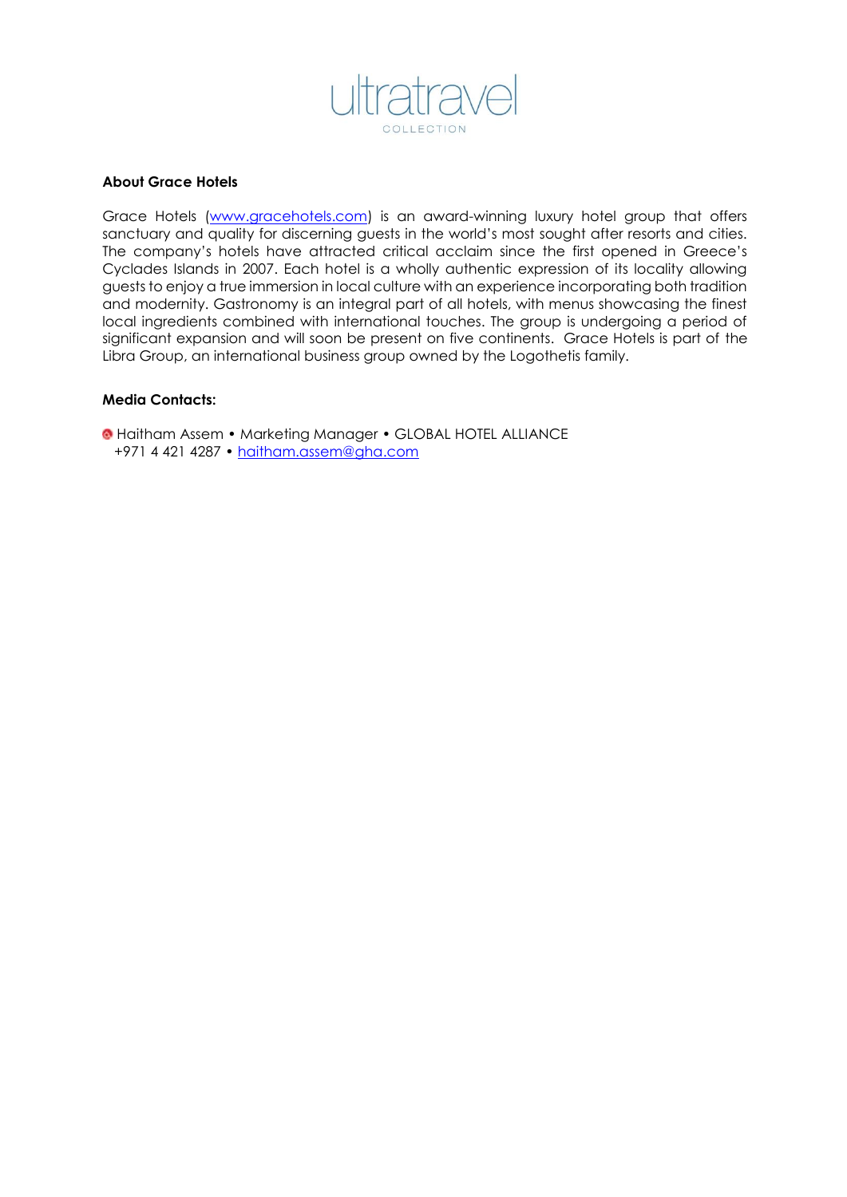ultratravel
COLLECTION

**About Grace Hotels**

Grace Hotels (www.gracehotels.com) is an award-winning luxury hotel group that offers sanctuary and quality for discerning guests in the world's most sought after resorts and cities. The company's hotels have attracted critical acclaim since the first opened in Greece's Cyclades Islands in 2007. Each hotel is a wholly authentic expression of its locality allowing guests to enjoy a true immersion in local culture with an experience incorporating both tradition and modernity. Gastronomy is an integral part of all hotels, with menus showcasing the finest local ingredients combined with international touches. The group is undergoing a period of significant expansion and will soon be present on five continents. Grace Hotels is part of the Libra Group, an international business group owned by the Logothetis family.

**Media Contacts:**

Haitham Assem • Marketing Manager • GLOBAL HOTEL ALLIANCE
+971 4 421 4287 • haitham.assem@gha.com